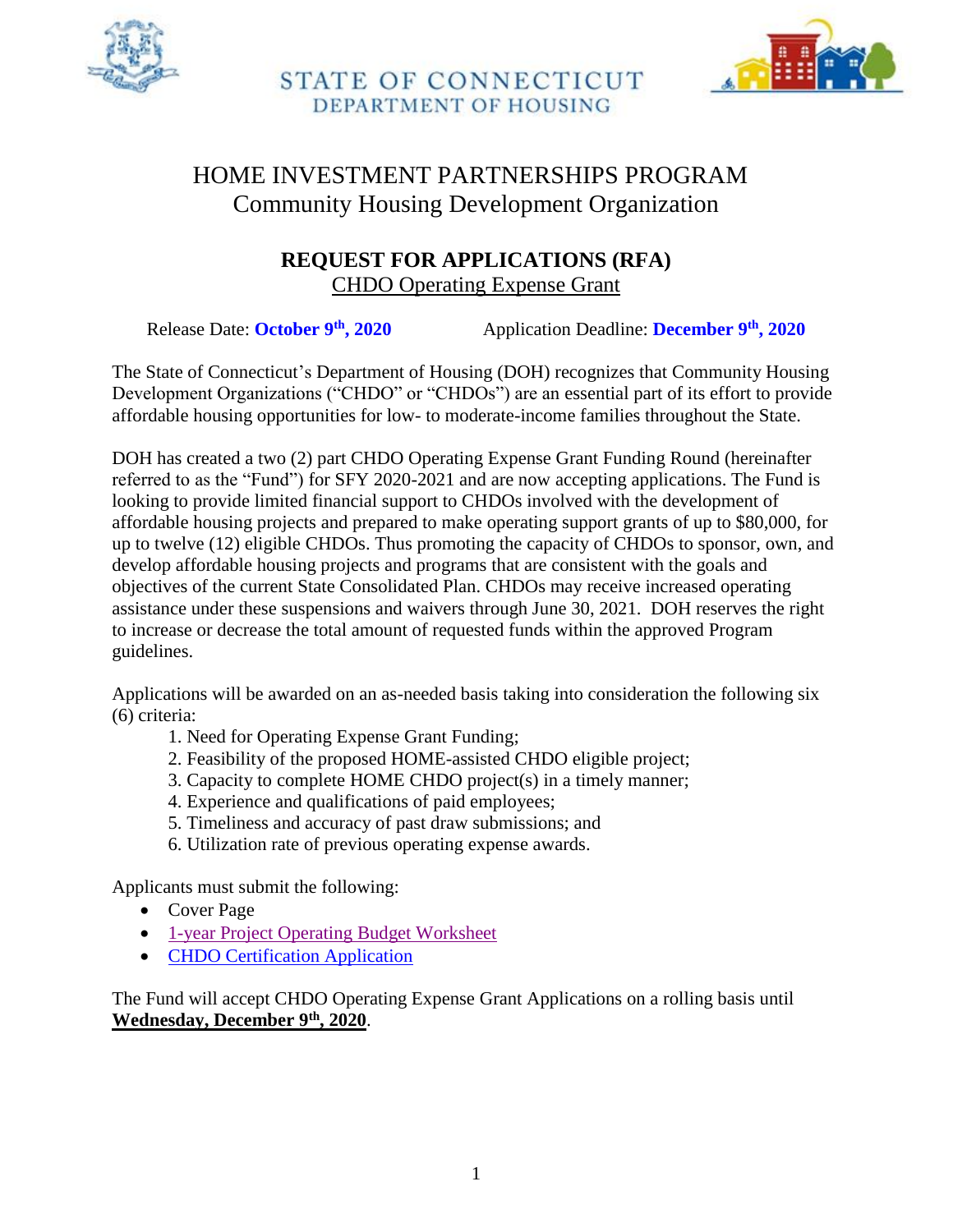STATE OF CONNECTICUT
DEPARTMENT OF HOUSING

# HOME INVESTMENT PARTNERSHIPS PROGRAM
## Community Housing Development Organization

## REQUEST FOR APPLICATIONS (RFA)
CHDO Operating Expense Grant

Release Date: **October 9th, 2020** Application Deadline: **December 9th, 2020**

The State of Connecticut's Department of Housing (DOH) recognizes that Community Housing Development Organizations ("CHDO" or "CHDOs") are an essential part of its effort to provide affordable housing opportunities for low- to moderate-income families throughout the State.

DOH has created a two (2) part CHDO Operating Expense Grant Funding Round (hereinafter referred to as the "Fund") for SFY 2020-2021 and are now accepting applications. The Fund is looking to provide limited financial support to CHDOs involved with the development of affordable housing projects and prepared to make operating support grants of up to $80,000, for up to twelve (12) eligible CHDOs. Thus promoting the capacity of CHDOs to sponsor, own, and develop affordable housing projects and programs that are consistent with the goals and objectives of the current State Consolidated Plan. CHDOs may receive increased operating assistance under these suspensions and waivers through June 30, 2021. DOH reserves the right to increase or decrease the total amount of requested funds within the approved Program guidelines.

Applications will be awarded on an as-needed basis taking into consideration the following six (6) criteria:

1. Need for Operating Expense Grant Funding;
2. Feasibility of the proposed HOME-assisted CHDO eligible project;
3. Capacity to complete HOME CHDO project(s) in a timely manner;
4. Experience and qualifications of paid employees;
5. Timeliness and accuracy of past draw submissions; and
6. Utilization rate of previous operating expense awards.

Applicants must submit the following:

- Cover Page
- 1-year Project Operating Budget Worksheet
- CHDO Certification Application

The Fund will accept CHDO Operating Expense Grant Applications on a rolling basis until **Wednesday, December 9th, 2020**.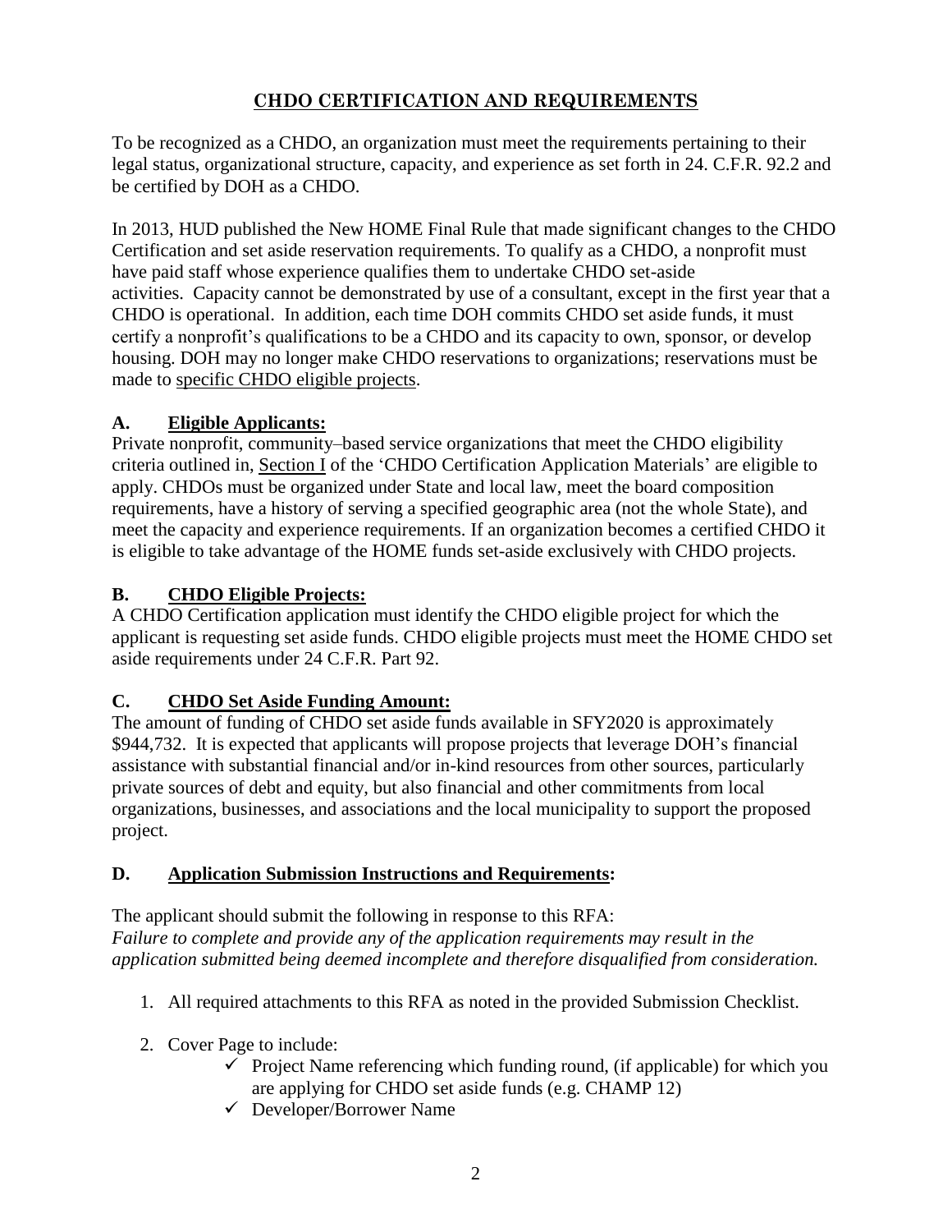# CHDO CERTIFICATION AND REQUIREMENTS

To be recognized as a CHDO, an organization must meet the requirements pertaining to their legal status, organizational structure, capacity, and experience as set forth in 24. C.F.R. 92.2 and be certified by DOH as a CHDO.

In 2013, HUD published the New HOME Final Rule that made significant changes to the CHDO Certification and set aside reservation requirements. To qualify as a CHDO, a nonprofit must have paid staff whose experience qualifies them to undertake CHDO set-aside activities. Capacity cannot be demonstrated by use of a consultant, except in the first year that a CHDO is operational. In addition, each time DOH commits CHDO set aside funds, it must certify a nonprofit's qualifications to be a CHDO and its capacity to own, sponsor, or develop housing. DOH may no longer make CHDO reservations to organizations; reservations must be made to specific CHDO eligible projects.

## A. Eligible Applicants:

Private nonprofit, community–based service organizations that meet the CHDO eligibility criteria outlined in, Section I of the 'CHDO Certification Application Materials' are eligible to apply. CHDOs must be organized under State and local law, meet the board composition requirements, have a history of serving a specified geographic area (not the whole State), and meet the capacity and experience requirements. If an organization becomes a certified CHDO it is eligible to take advantage of the HOME funds set-aside exclusively with CHDO projects.

## B. CHDO Eligible Projects:

A CHDO Certification application must identify the CHDO eligible project for which the applicant is requesting set aside funds. CHDO eligible projects must meet the HOME CHDO set aside requirements under 24 C.F.R. Part 92.

## C. CHDO Set Aside Funding Amount:

The amount of funding of CHDO set aside funds available in SFY2020 is approximately $944,732. It is expected that applicants will propose projects that leverage DOH's financial assistance with substantial financial and/or in-kind resources from other sources, particularly private sources of debt and equity, but also financial and other commitments from local organizations, businesses, and associations and the local municipality to support the proposed project.

## D. Application Submission Instructions and Requirements:

The applicant should submit the following in response to this RFA:
*Failure to complete and provide any of the application requirements may result in the application submitted being deemed incomplete and therefore disqualified from consideration.*

1. All required attachments to this RFA as noted in the provided Submission Checklist.
2. Cover Page to include:
   - ✓ Project Name referencing which funding round, (if applicable) for which you are applying for CHDO set aside funds (e.g. CHAMP 12)
   - ✓ Developer/Borrower Name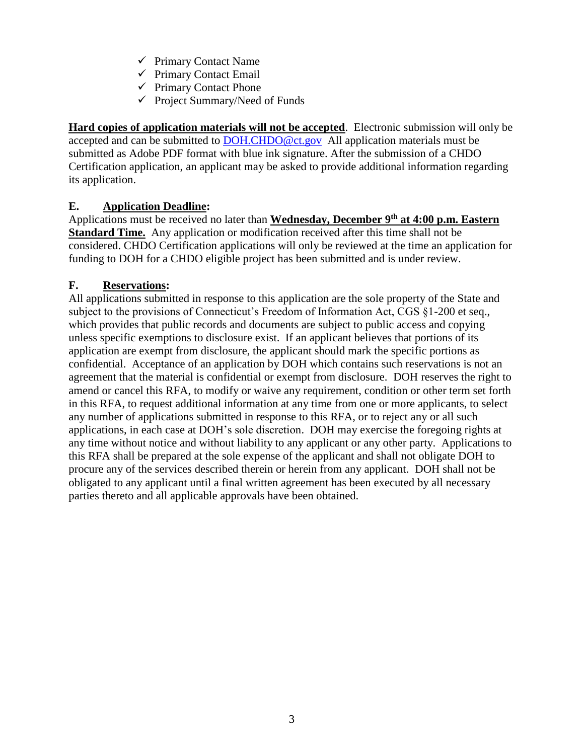- ✓ Primary Contact Name
- ✓ Primary Contact Email
- ✓ Primary Contact Phone
- ✓ Project Summary/Need of Funds

**Hard copies of application materials will not be accepted**. Electronic submission will only be accepted and can be submitted to DOH.CHDO@ct.gov All application materials must be submitted as Adobe PDF format with blue ink signature. After the submission of a CHDO Certification application, an applicant may be asked to provide additional information regarding its application.

### E. Application Deadline:

Applications must be received no later than **Wednesday, December 9th at 4:00 p.m. Eastern Standard Time.** Any application or modification received after this time shall not be considered. CHDO Certification applications will only be reviewed at the time an application for funding to DOH for a CHDO eligible project has been submitted and is under review.

### F. Reservations:

All applications submitted in response to this application are the sole property of the State and subject to the provisions of Connecticut's Freedom of Information Act, CGS §1-200 et seq., which provides that public records and documents are subject to public access and copying unless specific exemptions to disclosure exist. If an applicant believes that portions of its application are exempt from disclosure, the applicant should mark the specific portions as confidential. Acceptance of an application by DOH which contains such reservations is not an agreement that the material is confidential or exempt from disclosure. DOH reserves the right to amend or cancel this RFA, to modify or waive any requirement, condition or other term set forth in this RFA, to request additional information at any time from one or more applicants, to select any number of applications submitted in response to this RFA, or to reject any or all such applications, in each case at DOH's sole discretion. DOH may exercise the foregoing rights at any time without notice and without liability to any applicant or any other party. Applications to this RFA shall be prepared at the sole expense of the applicant and shall not obligate DOH to procure any of the services described therein or herein from any applicant. DOH shall not be obligated to any applicant until a final written agreement has been executed by all necessary parties thereto and all applicable approvals have been obtained.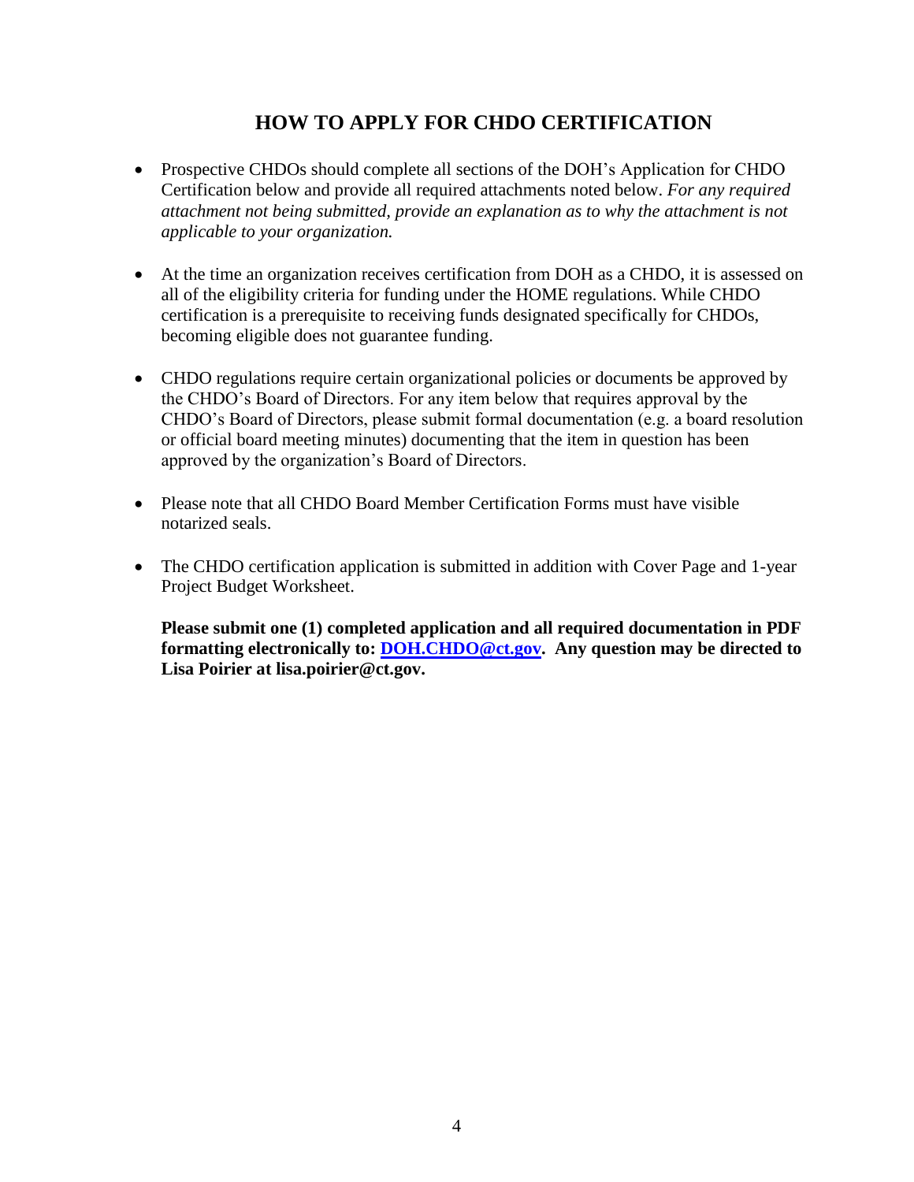# HOW TO APPLY FOR CHDO CERTIFICATION

- Prospective CHDOs should complete all sections of the DOH's Application for CHDO Certification below and provide all required attachments noted below. *For any required attachment not being submitted, provide an explanation as to why the attachment is not applicable to your organization.*

- At the time an organization receives certification from DOH as a CHDO, it is assessed on all of the eligibility criteria for funding under the HOME regulations. While CHDO certification is a prerequisite to receiving funds designated specifically for CHDOs, becoming eligible does not guarantee funding.

- CHDO regulations require certain organizational policies or documents be approved by the CHDO's Board of Directors. For any item below that requires approval by the CHDO's Board of Directors, please submit formal documentation (e.g. a board resolution or official board meeting minutes) documenting that the item in question has been approved by the organization's Board of Directors.

- Please note that all CHDO Board Member Certification Forms must have visible notarized seals.

- The CHDO certification application is submitted in addition with Cover Page and 1-year Project Budget Worksheet.

  **Please submit one (1) completed application and all required documentation in PDF formatting electronically to: [DOH.CHDO@ct.gov](mailto:DOH.CHDO@ct.gov). Any question may be directed to Lisa Poirier at lisa.poirier@ct.gov.**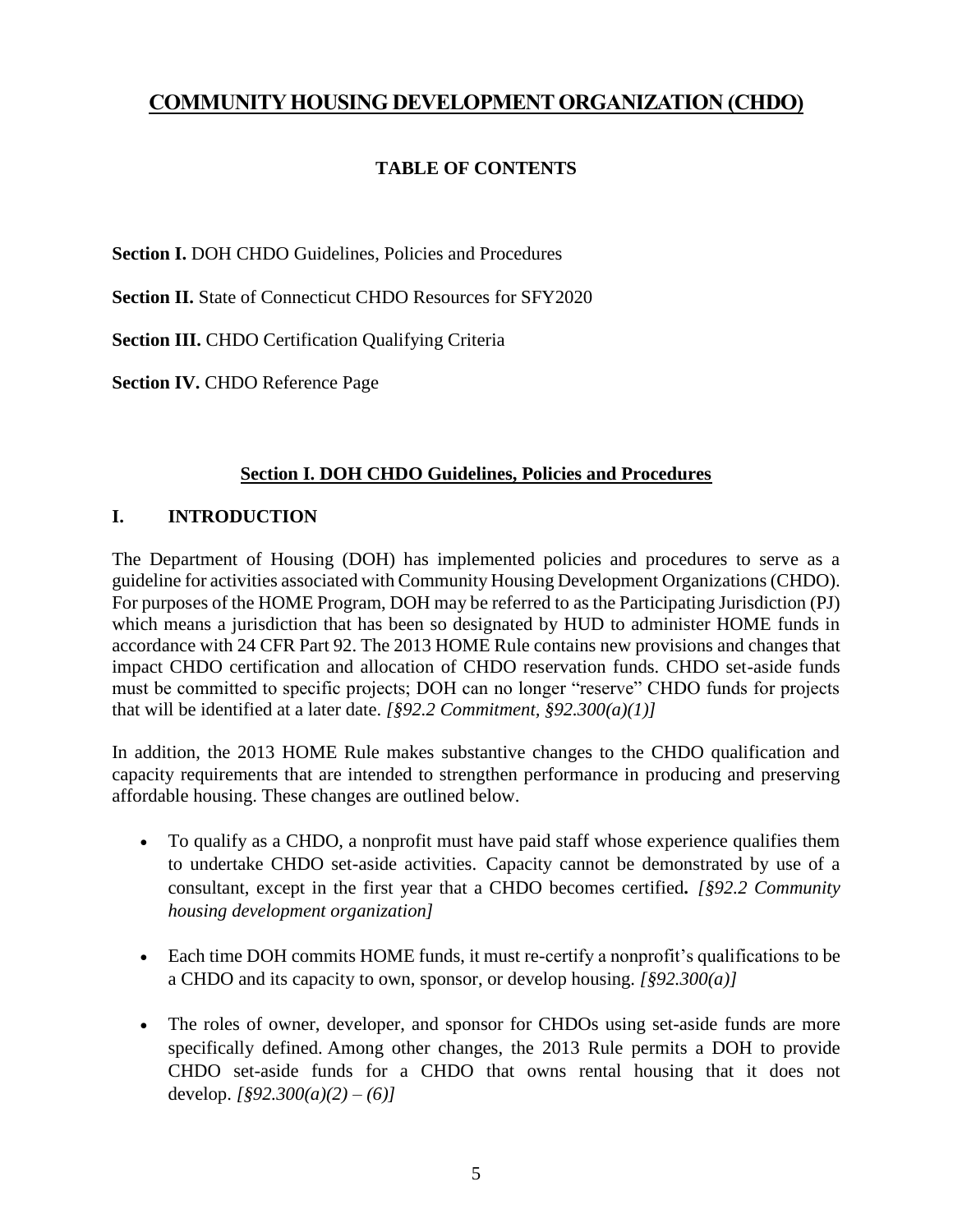# COMMUNITY HOUSING DEVELOPMENT ORGANIZATION (CHDO)

## TABLE OF CONTENTS

**Section I.** DOH CHDO Guidelines, Policies and Procedures

**Section II.** State of Connecticut CHDO Resources for SFY2020

**Section III.** CHDO Certification Qualifying Criteria

**Section IV.** CHDO Reference Page

## Section I. DOH CHDO Guidelines, Policies and Procedures

### I. INTRODUCTION

The Department of Housing (DOH) has implemented policies and procedures to serve as a guideline for activities associated with Community Housing Development Organizations (CHDO). For purposes of the HOME Program, DOH may be referred to as the Participating Jurisdiction (PJ) which means a jurisdiction that has been so designated by HUD to administer HOME funds in accordance with 24 CFR Part 92. The 2013 HOME Rule contains new provisions and changes that impact CHDO certification and allocation of CHDO reservation funds. CHDO set-aside funds must be committed to specific projects; DOH can no longer "reserve" CHDO funds for projects that will be identified at a later date. *[§92.2 Commitment, §92.300(a)(1)]*

In addition, the 2013 HOME Rule makes substantive changes to the CHDO qualification and capacity requirements that are intended to strengthen performance in producing and preserving affordable housing. These changes are outlined below.

- To qualify as a CHDO, a nonprofit must have paid staff whose experience qualifies them to undertake CHDO set-aside activities. Capacity cannot be demonstrated by use of a consultant, except in the first year that a CHDO becomes certified**.** *[§92.2 Community housing development organization]*

- Each time DOH commits HOME funds, it must re-certify a nonprofit's qualifications to be a CHDO and its capacity to own, sponsor, or develop housing. *[§92.300(a)]*

- The roles of owner, developer, and sponsor for CHDOs using set-aside funds are more specifically defined. Among other changes, the 2013 Rule permits a DOH to provide CHDO set-aside funds for a CHDO that owns rental housing that it does not develop. *[§92.300(a)(2) – (6)]*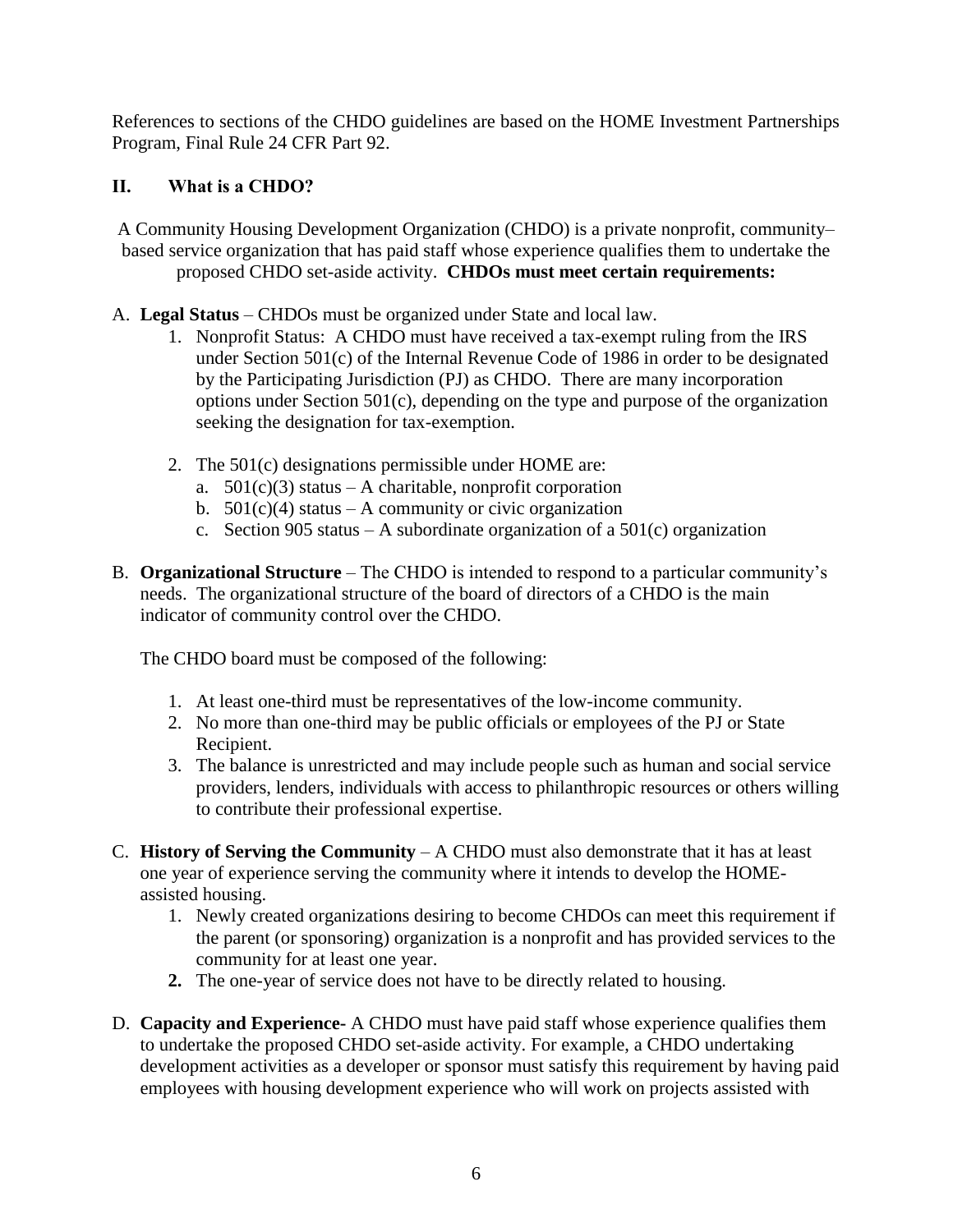References to sections of the CHDO guidelines are based on the HOME Investment Partnerships Program, Final Rule 24 CFR Part 92.

## II. What is a CHDO?

A Community Housing Development Organization (CHDO) is a private nonprofit, community–based service organization that has paid staff whose experience qualifies them to undertake the proposed CHDO set-aside activity. **CHDOs must meet certain requirements:**

A. **Legal Status** – CHDOs must be organized under State and local law.

   1. Nonprofit Status: A CHDO must have received a tax-exempt ruling from the IRS under Section 501(c) of the Internal Revenue Code of 1986 in order to be designated by the Participating Jurisdiction (PJ) as CHDO. There are many incorporation options under Section 501(c), depending on the type and purpose of the organization seeking the designation for tax-exemption.

   2. The 501(c) designations permissible under HOME are:
      a. 501(c)(3) status – A charitable, nonprofit corporation
      b. 501(c)(4) status – A community or civic organization
      c. Section 905 status – A subordinate organization of a 501(c) organization

B. **Organizational Structure** – The CHDO is intended to respond to a particular community's needs. The organizational structure of the board of directors of a CHDO is the main indicator of community control over the CHDO.

   The CHDO board must be composed of the following:

   1. At least one-third must be representatives of the low-income community.
   2. No more than one-third may be public officials or employees of the PJ or State Recipient.
   3. The balance is unrestricted and may include people such as human and social service providers, lenders, individuals with access to philanthropic resources or others willing to contribute their professional expertise.

C. **History of Serving the Community** – A CHDO must also demonstrate that it has at least one year of experience serving the community where it intends to develop the HOME-assisted housing.

   1. Newly created organizations desiring to become CHDOs can meet this requirement if the parent (or sponsoring) organization is a nonprofit and has provided services to the community for at least one year.
   2. The one-year of service does not have to be directly related to housing.

D. **Capacity and Experience**- A CHDO must have paid staff whose experience qualifies them to undertake the proposed CHDO set-aside activity. For example, a CHDO undertaking development activities as a developer or sponsor must satisfy this requirement by having paid employees with housing development experience who will work on projects assisted with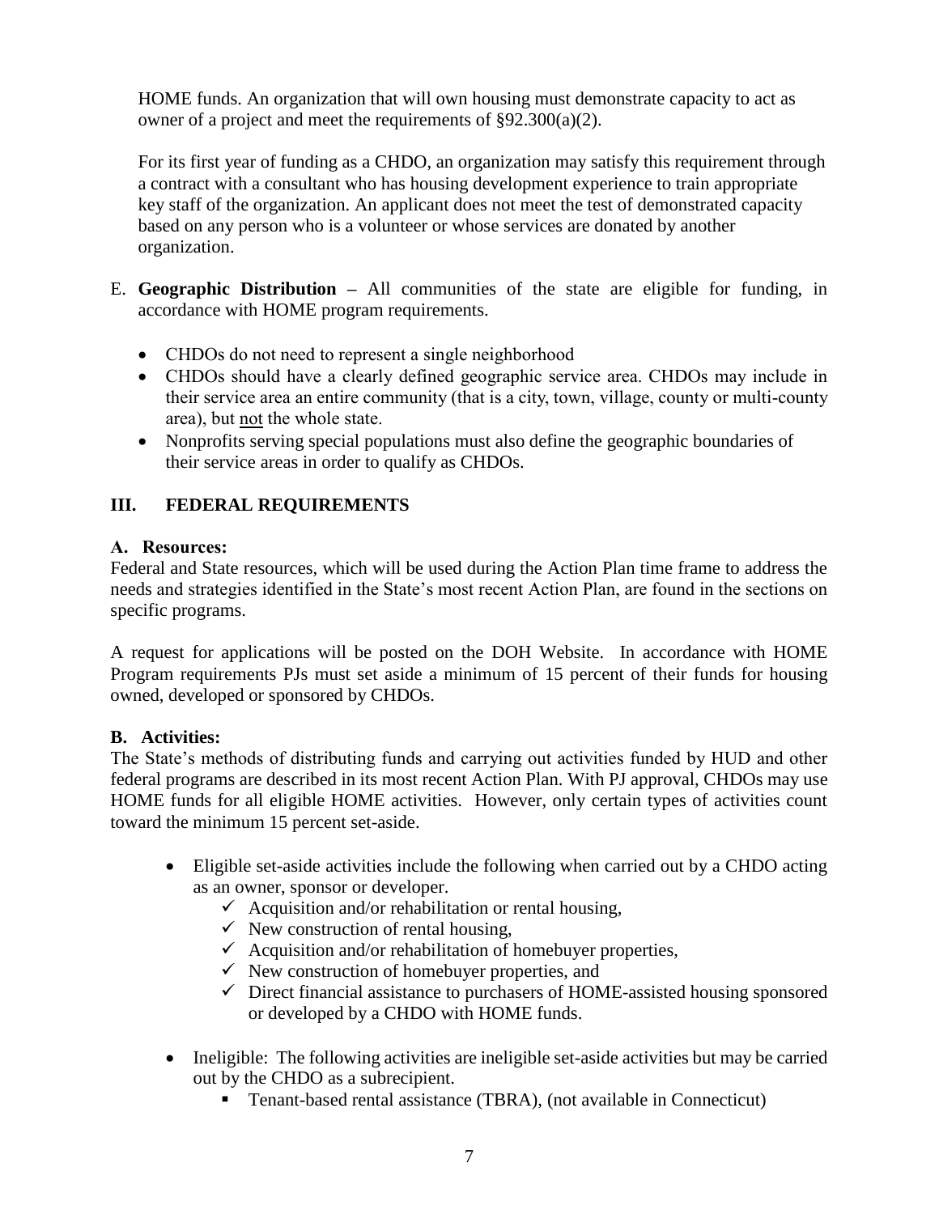HOME funds. An organization that will own housing must demonstrate capacity to act as owner of a project and meet the requirements of §92.300(a)(2).

For its first year of funding as a CHDO, an organization may satisfy this requirement through a contract with a consultant who has housing development experience to train appropriate key staff of the organization. An applicant does not meet the test of demonstrated capacity based on any person who is a volunteer or whose services are donated by another organization.

E. **Geographic Distribution –** All communities of the state are eligible for funding, in accordance with HOME program requirements.

- CHDOs do not need to represent a single neighborhood
- CHDOs should have a clearly defined geographic service area. CHDOs may include in their service area an entire community (that is a city, town, village, county or multi-county area), but not the whole state.
- Nonprofits serving special populations must also define the geographic boundaries of their service areas in order to qualify as CHDOs.

## III. FEDERAL REQUIREMENTS

### A. Resources:

Federal and State resources, which will be used during the Action Plan time frame to address the needs and strategies identified in the State's most recent Action Plan, are found in the sections on specific programs.

A request for applications will be posted on the DOH Website. In accordance with HOME Program requirements PJs must set aside a minimum of 15 percent of their funds for housing owned, developed or sponsored by CHDOs.

### B. Activities:

The State's methods of distributing funds and carrying out activities funded by HUD and other federal programs are described in its most recent Action Plan. With PJ approval, CHDOs may use HOME funds for all eligible HOME activities. However, only certain types of activities count toward the minimum 15 percent set-aside.

- Eligible set-aside activities include the following when carried out by a CHDO acting as an owner, sponsor or developer.
  - ✓ Acquisition and/or rehabilitation or rental housing,
  - ✓ New construction of rental housing,
  - ✓ Acquisition and/or rehabilitation of homebuyer properties,
  - ✓ New construction of homebuyer properties, and
  - ✓ Direct financial assistance to purchasers of HOME-assisted housing sponsored or developed by a CHDO with HOME funds.
- Ineligible: The following activities are ineligible set-aside activities but may be carried out by the CHDO as a subrecipient.
  - Tenant-based rental assistance (TBRA), (not available in Connecticut)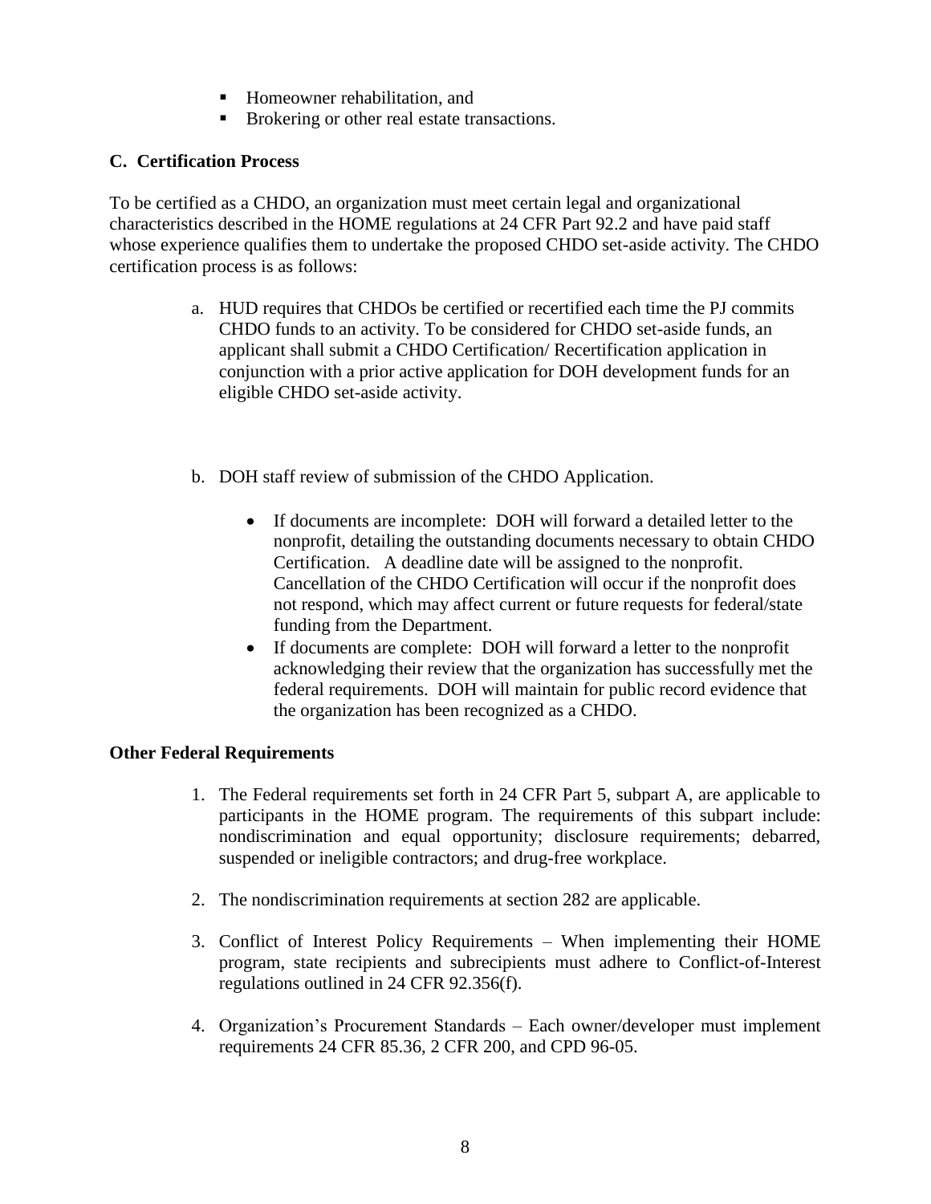- Homeowner rehabilitation, and
- Brokering or other real estate transactions.

### C. Certification Process

To be certified as a CHDO, an organization must meet certain legal and organizational characteristics described in the HOME regulations at 24 CFR Part 92.2 and have paid staff whose experience qualifies them to undertake the proposed CHDO set-aside activity. The CHDO certification process is as follows:

a. HUD requires that CHDOs be certified or recertified each time the PJ commits CHDO funds to an activity. To be considered for CHDO set-aside funds, an applicant shall submit a CHDO Certification/ Recertification application in conjunction with a prior active application for DOH development funds for an eligible CHDO set-aside activity.

b. DOH staff review of submission of the CHDO Application.

   - If documents are incomplete: DOH will forward a detailed letter to the nonprofit, detailing the outstanding documents necessary to obtain CHDO Certification. A deadline date will be assigned to the nonprofit. Cancellation of the CHDO Certification will occur if the nonprofit does not respond, which may affect current or future requests for federal/state funding from the Department.
   - If documents are complete: DOH will forward a letter to the nonprofit acknowledging their review that the organization has successfully met the federal requirements. DOH will maintain for public record evidence that the organization has been recognized as a CHDO.

### Other Federal Requirements

1. The Federal requirements set forth in 24 CFR Part 5, subpart A, are applicable to participants in the HOME program. The requirements of this subpart include: nondiscrimination and equal opportunity; disclosure requirements; debarred, suspended or ineligible contractors; and drug-free workplace.

2. The nondiscrimination requirements at section 282 are applicable.

3. Conflict of Interest Policy Requirements – When implementing their HOME program, state recipients and subrecipients must adhere to Conflict-of-Interest regulations outlined in 24 CFR 92.356(f).

4. Organization's Procurement Standards – Each owner/developer must implement requirements 24 CFR 85.36, 2 CFR 200, and CPD 96-05.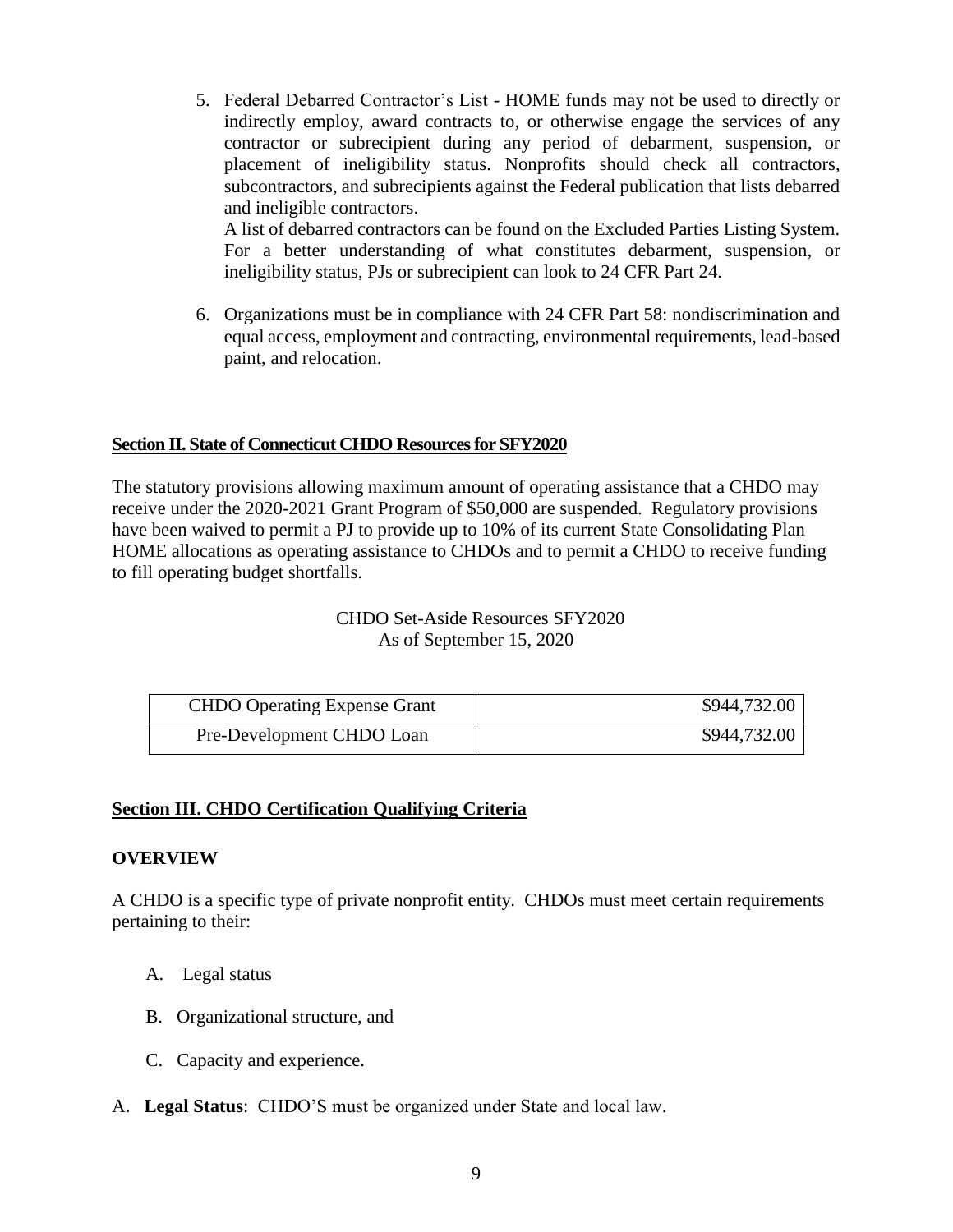5. Federal Debarred Contractor's List - HOME funds may not be used to directly or indirectly employ, award contracts to, or otherwise engage the services of any contractor or subrecipient during any period of debarment, suspension, or placement of ineligibility status. Nonprofits should check all contractors, subcontractors, and subrecipients against the Federal publication that lists debarred and ineligible contractors.
   A list of debarred contractors can be found on the Excluded Parties Listing System. For a better understanding of what constitutes debarment, suspension, or ineligibility status, PJs or subrecipient can look to 24 CFR Part 24.

6. Organizations must be in compliance with 24 CFR Part 58: nondiscrimination and equal access, employment and contracting, environmental requirements, lead-based paint, and relocation.

## Section II. State of Connecticut CHDO Resources for SFY2020

The statutory provisions allowing maximum amount of operating assistance that a CHDO may receive under the 2020-2021 Grant Program of $50,000 are suspended. Regulatory provisions have been waived to permit a PJ to provide up to 10% of its current State Consolidating Plan HOME allocations as operating assistance to CHDOs and to permit a CHDO to receive funding to fill operating budget shortfalls.

CHDO Set-Aside Resources SFY2020
As of September 15, 2020

| | |
|---|---|
| CHDO Operating Expense Grant | $944,732.00 |
| Pre-Development CHDO Loan | $944,732.00 |

## Section III. CHDO Certification Qualifying Criteria

### OVERVIEW

A CHDO is a specific type of private nonprofit entity. CHDOs must meet certain requirements pertaining to their:

A. Legal status

B. Organizational structure, and

C. Capacity and experience.

A. **Legal Status**: CHDO'S must be organized under State and local law.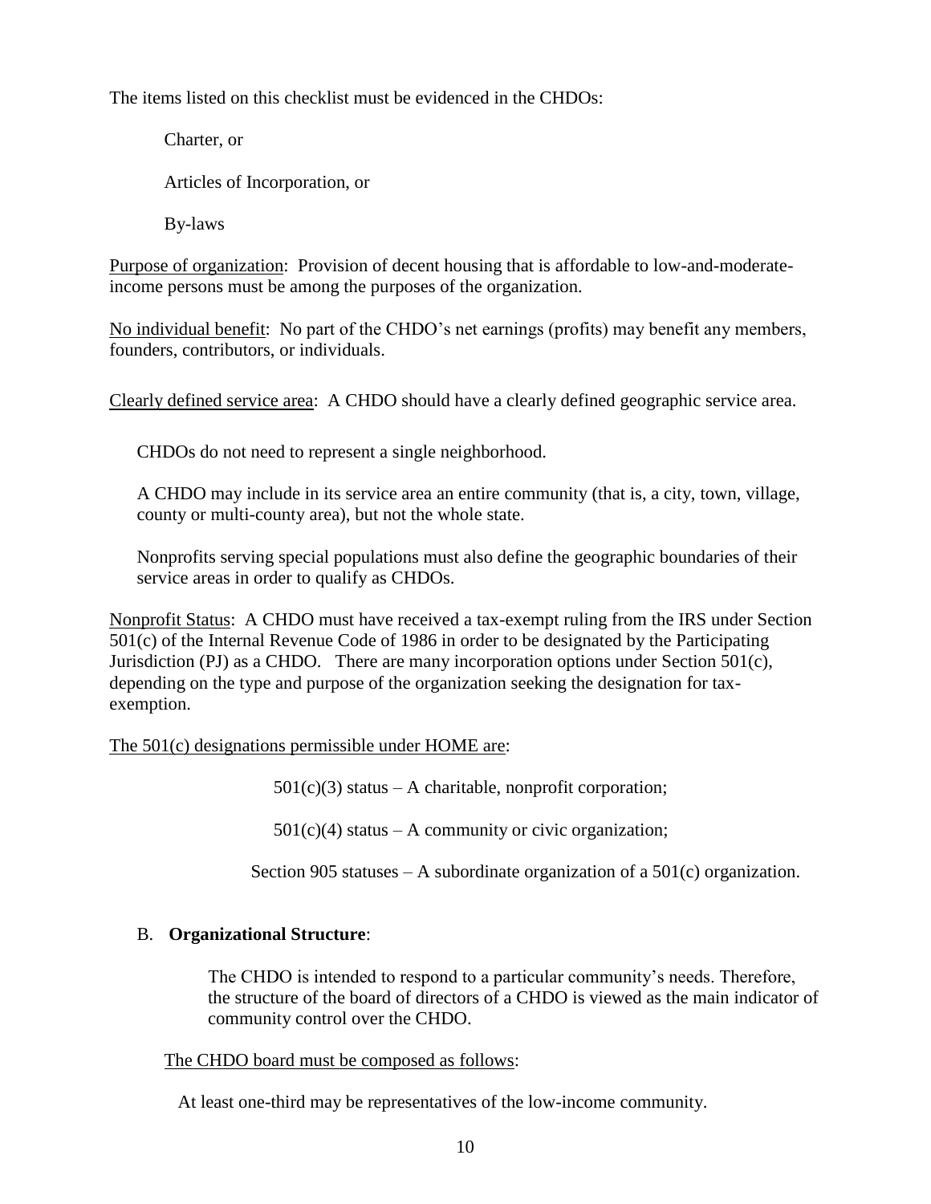The items listed on this checklist must be evidenced in the CHDOs:

Charter, or

Articles of Incorporation, or

By-laws

Purpose of organization: Provision of decent housing that is affordable to low-and-moderate-income persons must be among the purposes of the organization.

No individual benefit: No part of the CHDO's net earnings (profits) may benefit any members, founders, contributors, or individuals.

Clearly defined service area: A CHDO should have a clearly defined geographic service area.

CHDOs do not need to represent a single neighborhood.

A CHDO may include in its service area an entire community (that is, a city, town, village, county or multi-county area), but not the whole state.

Nonprofits serving special populations must also define the geographic boundaries of their service areas in order to qualify as CHDOs.

Nonprofit Status: A CHDO must have received a tax-exempt ruling from the IRS under Section 501(c) of the Internal Revenue Code of 1986 in order to be designated by the Participating Jurisdiction (PJ) as a CHDO. There are many incorporation options under Section 501(c), depending on the type and purpose of the organization seeking the designation for tax-exemption.

The 501(c) designations permissible under HOME are:

501(c)(3) status – A charitable, nonprofit corporation;

501(c)(4) status – A community or civic organization;

Section 905 statuses – A subordinate organization of a 501(c) organization.

B. **Organizational Structure**:

The CHDO is intended to respond to a particular community's needs. Therefore, the structure of the board of directors of a CHDO is viewed as the main indicator of community control over the CHDO.

The CHDO board must be composed as follows:

At least one-third may be representatives of the low-income community.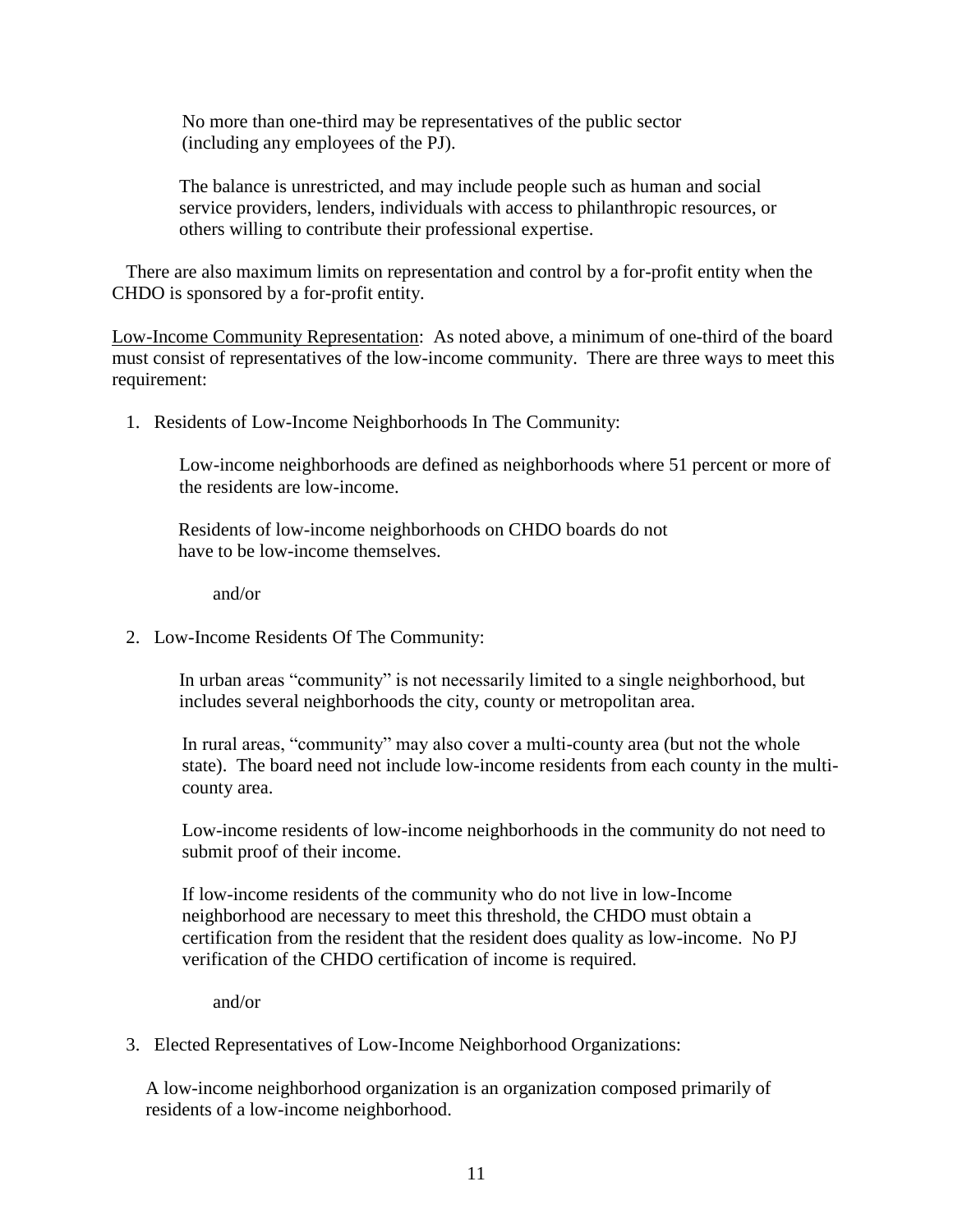No more than one-third may be representatives of the public sector (including any employees of the PJ).

The balance is unrestricted, and may include people such as human and social service providers, lenders, individuals with access to philanthropic resources, or others willing to contribute their professional expertise.

There are also maximum limits on representation and control by a for-profit entity when the CHDO is sponsored by a for-profit entity.

Low-Income Community Representation: As noted above, a minimum of one-third of the board must consist of representatives of the low-income community. There are three ways to meet this requirement:

1. Residents of Low-Income Neighborhoods In The Community:

   Low-income neighborhoods are defined as neighborhoods where 51 percent or more of the residents are low-income.

   Residents of low-income neighborhoods on CHDO boards do not have to be low-income themselves.

   and/or

2. Low-Income Residents Of The Community:

   In urban areas "community" is not necessarily limited to a single neighborhood, but includes several neighborhoods the city, county or metropolitan area.

   In rural areas, "community" may also cover a multi-county area (but not the whole state). The board need not include low-income residents from each county in the multi-county area.

   Low-income residents of low-income neighborhoods in the community do not need to submit proof of their income.

   If low-income residents of the community who do not live in low-Income neighborhood are necessary to meet this threshold, the CHDO must obtain a certification from the resident that the resident does quality as low-income. No PJ verification of the CHDO certification of income is required.

   and/or

3. Elected Representatives of Low-Income Neighborhood Organizations:

   A low-income neighborhood organization is an organization composed primarily of residents of a low-income neighborhood.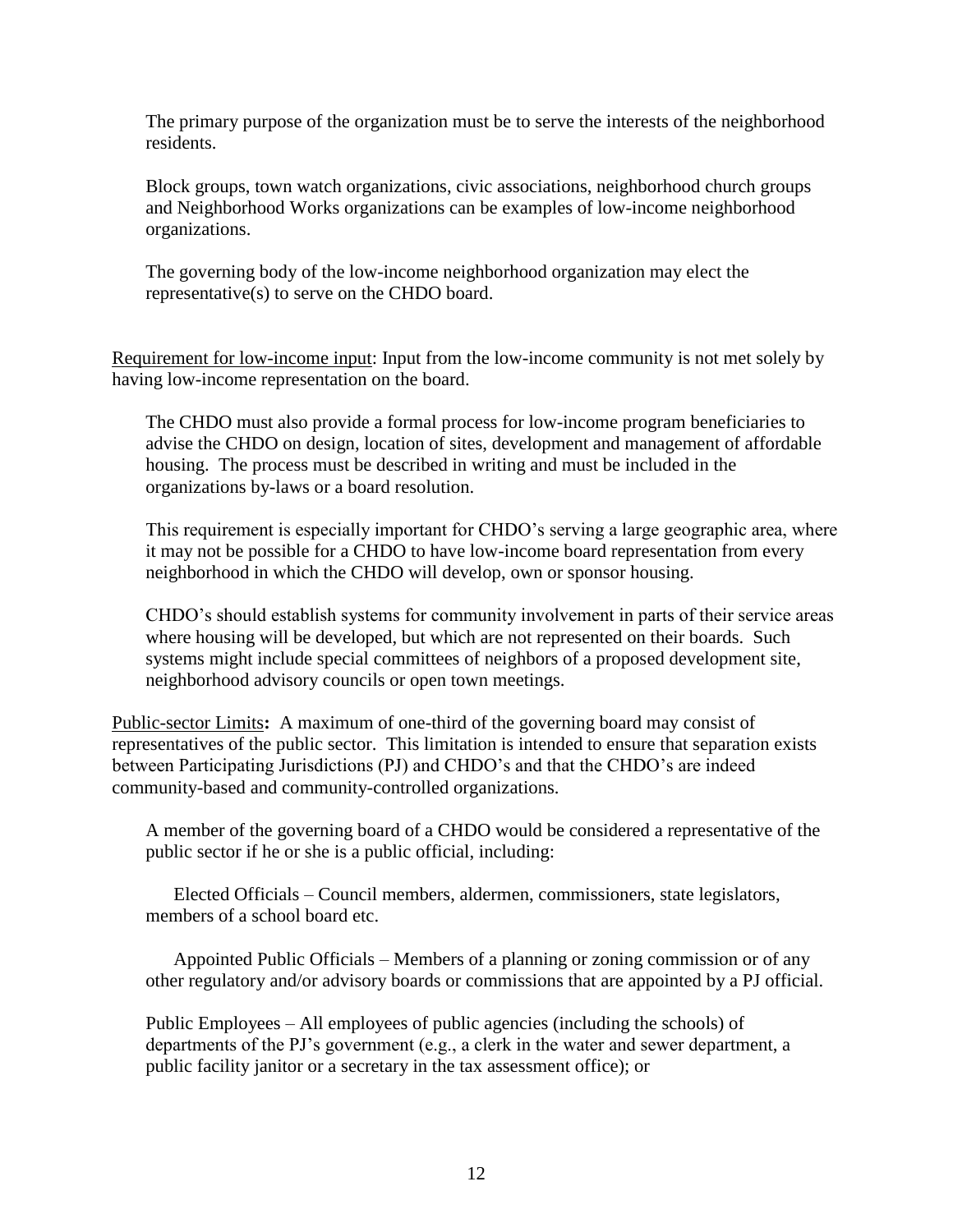The primary purpose of the organization must be to serve the interests of the neighborhood residents.

Block groups, town watch organizations, civic associations, neighborhood church groups and Neighborhood Works organizations can be examples of low-income neighborhood organizations.

The governing body of the low-income neighborhood organization may elect the representative(s) to serve on the CHDO board.

Requirement for low-income input: Input from the low-income community is not met solely by having low-income representation on the board.

The CHDO must also provide a formal process for low-income program beneficiaries to advise the CHDO on design, location of sites, development and management of affordable housing. The process must be described in writing and must be included in the organizations by-laws or a board resolution.

This requirement is especially important for CHDO's serving a large geographic area, where it may not be possible for a CHDO to have low-income board representation from every neighborhood in which the CHDO will develop, own or sponsor housing.

CHDO's should establish systems for community involvement in parts of their service areas where housing will be developed, but which are not represented on their boards. Such systems might include special committees of neighbors of a proposed development site, neighborhood advisory councils or open town meetings.

Public-sector Limits**:** A maximum of one-third of the governing board may consist of representatives of the public sector. This limitation is intended to ensure that separation exists between Participating Jurisdictions (PJ) and CHDO's and that the CHDO's are indeed community-based and community-controlled organizations.

A member of the governing board of a CHDO would be considered a representative of the public sector if he or she is a public official, including:

Elected Officials – Council members, aldermen, commissioners, state legislators, members of a school board etc.

Appointed Public Officials – Members of a planning or zoning commission or of any other regulatory and/or advisory boards or commissions that are appointed by a PJ official.

Public Employees – All employees of public agencies (including the schools) of departments of the PJ's government (e.g., a clerk in the water and sewer department, a public facility janitor or a secretary in the tax assessment office); or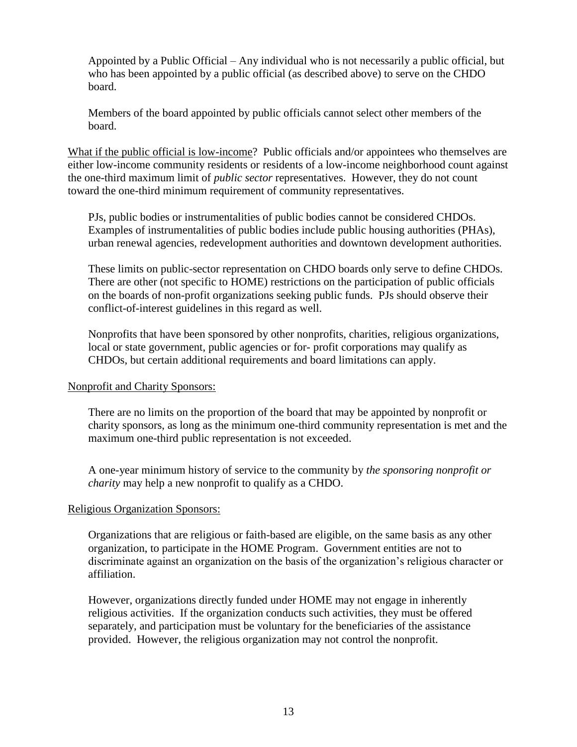Appointed by a Public Official – Any individual who is not necessarily a public official, but who has been appointed by a public official (as described above) to serve on the CHDO board.

Members of the board appointed by public officials cannot select other members of the board.

What if the public official is low-income? Public officials and/or appointees who themselves are either low-income community residents or residents of a low-income neighborhood count against the one-third maximum limit of *public sector* representatives. However, they do not count toward the one-third minimum requirement of community representatives.

PJs, public bodies or instrumentalities of public bodies cannot be considered CHDOs. Examples of instrumentalities of public bodies include public housing authorities (PHAs), urban renewal agencies, redevelopment authorities and downtown development authorities.

These limits on public-sector representation on CHDO boards only serve to define CHDOs. There are other (not specific to HOME) restrictions on the participation of public officials on the boards of non-profit organizations seeking public funds. PJs should observe their conflict-of-interest guidelines in this regard as well.

Nonprofits that have been sponsored by other nonprofits, charities, religious organizations, local or state government, public agencies or for- profit corporations may qualify as CHDOs, but certain additional requirements and board limitations can apply.

Nonprofit and Charity Sponsors:

There are no limits on the proportion of the board that may be appointed by nonprofit or charity sponsors, as long as the minimum one-third community representation is met and the maximum one-third public representation is not exceeded.

A one-year minimum history of service to the community by *the sponsoring nonprofit or charity* may help a new nonprofit to qualify as a CHDO.

Religious Organization Sponsors:

Organizations that are religious or faith-based are eligible, on the same basis as any other organization, to participate in the HOME Program. Government entities are not to discriminate against an organization on the basis of the organization's religious character or affiliation.

However, organizations directly funded under HOME may not engage in inherently religious activities. If the organization conducts such activities, they must be offered separately, and participation must be voluntary for the beneficiaries of the assistance provided. However, the religious organization may not control the nonprofit.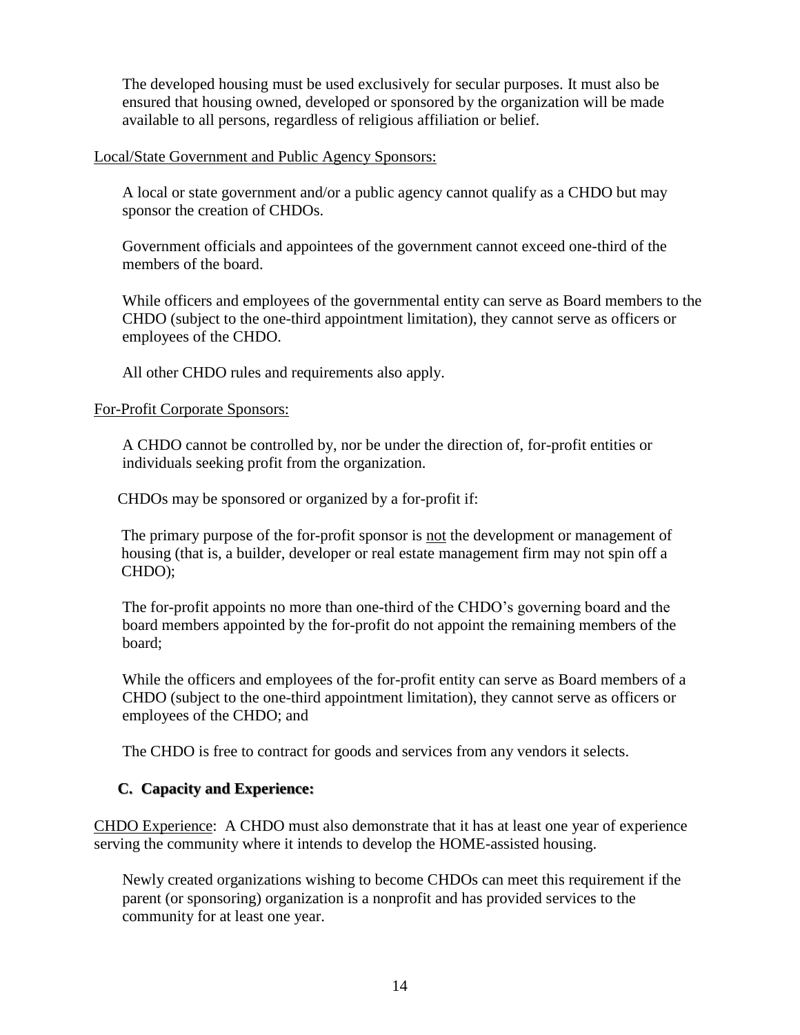The developed housing must be used exclusively for secular purposes. It must also be ensured that housing owned, developed or sponsored by the organization will be made available to all persons, regardless of religious affiliation or belief.

<u>Local/State Government and Public Agency Sponsors:</u>

A local or state government and/or a public agency cannot qualify as a CHDO but may sponsor the creation of CHDOs.

Government officials and appointees of the government cannot exceed one-third of the members of the board.

While officers and employees of the governmental entity can serve as Board members to the CHDO (subject to the one-third appointment limitation), they cannot serve as officers or employees of the CHDO.

All other CHDO rules and requirements also apply.

<u>For-Profit Corporate Sponsors:</u>

A CHDO cannot be controlled by, nor be under the direction of, for-profit entities or individuals seeking profit from the organization.

CHDOs may be sponsored or organized by a for-profit if:

The primary purpose of the for-profit sponsor is <u>not</u> the development or management of housing (that is, a builder, developer or real estate management firm may not spin off a CHDO);

The for-profit appoints no more than one-third of the CHDO's governing board and the board members appointed by the for-profit do not appoint the remaining members of the board;

While the officers and employees of the for-profit entity can serve as Board members of a CHDO (subject to the one-third appointment limitation), they cannot serve as officers or employees of the CHDO; and

The CHDO is free to contract for goods and services from any vendors it selects.

### C. Capacity and Experience:

<u>CHDO Experience</u>: A CHDO must also demonstrate that it has at least one year of experience serving the community where it intends to develop the HOME-assisted housing.

Newly created organizations wishing to become CHDOs can meet this requirement if the parent (or sponsoring) organization is a nonprofit and has provided services to the community for at least one year.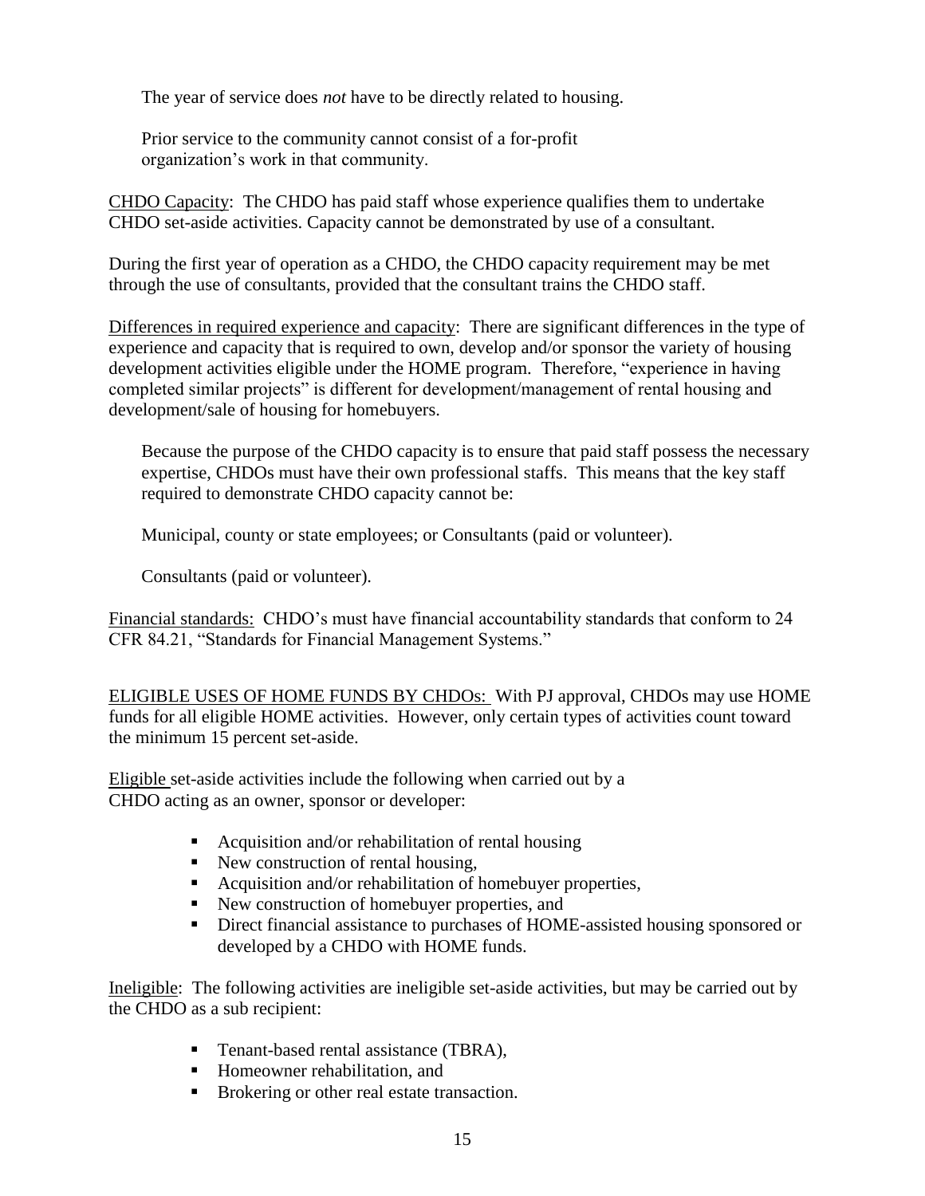The year of service does *not* have to be directly related to housing.

Prior service to the community cannot consist of a for-profit organization's work in that community.

CHDO Capacity: The CHDO has paid staff whose experience qualifies them to undertake CHDO set-aside activities. Capacity cannot be demonstrated by use of a consultant.

During the first year of operation as a CHDO, the CHDO capacity requirement may be met through the use of consultants, provided that the consultant trains the CHDO staff.

Differences in required experience and capacity: There are significant differences in the type of experience and capacity that is required to own, develop and/or sponsor the variety of housing development activities eligible under the HOME program. Therefore, "experience in having completed similar projects" is different for development/management of rental housing and development/sale of housing for homebuyers.

Because the purpose of the CHDO capacity is to ensure that paid staff possess the necessary expertise, CHDOs must have their own professional staffs. This means that the key staff required to demonstrate CHDO capacity cannot be:

Municipal, county or state employees; or Consultants (paid or volunteer).

Consultants (paid or volunteer).

Financial standards: CHDO's must have financial accountability standards that conform to 24 CFR 84.21, "Standards for Financial Management Systems."

ELIGIBLE USES OF HOME FUNDS BY CHDOs: With PJ approval, CHDOs may use HOME funds for all eligible HOME activities. However, only certain types of activities count toward the minimum 15 percent set-aside.

Eligible set-aside activities include the following when carried out by a CHDO acting as an owner, sponsor or developer:

- Acquisition and/or rehabilitation of rental housing
- New construction of rental housing,
- Acquisition and/or rehabilitation of homebuyer properties,
- New construction of homebuyer properties, and
- Direct financial assistance to purchases of HOME-assisted housing sponsored or developed by a CHDO with HOME funds.

Ineligible: The following activities are ineligible set-aside activities, but may be carried out by the CHDO as a sub recipient:

- Tenant-based rental assistance (TBRA),
- Homeowner rehabilitation, and
- Brokering or other real estate transaction.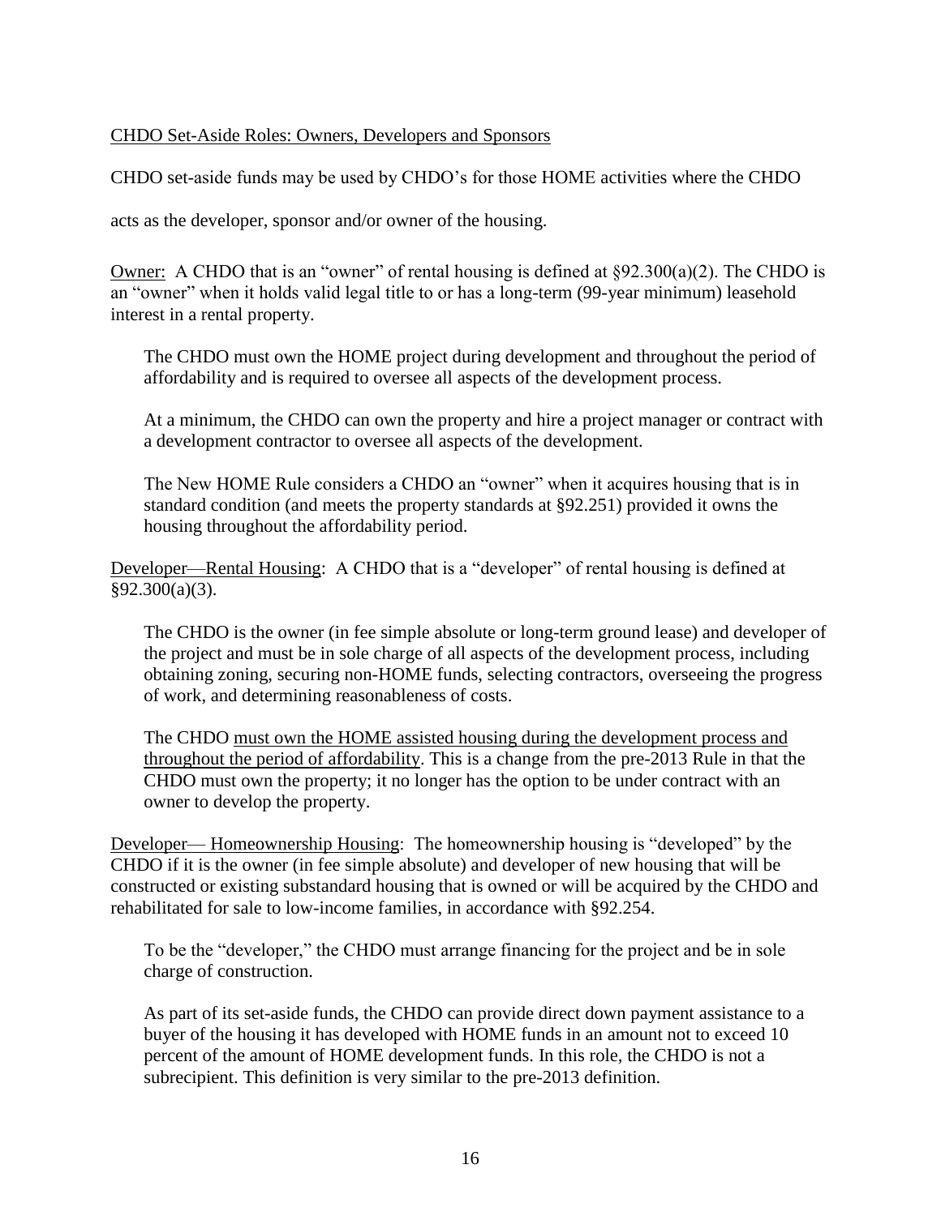<u>CHDO Set-Aside Roles: Owners, Developers and Sponsors</u>

CHDO set-aside funds may be used by CHDO's for those HOME activities where the CHDO acts as the developer, sponsor and/or owner of the housing.

<u>Owner:</u> A CHDO that is an "owner" of rental housing is defined at §92.300(a)(2). The CHDO is an "owner" when it holds valid legal title to or has a long-term (99-year minimum) leasehold interest in a rental property.

> The CHDO must own the HOME project during development and throughout the period of affordability and is required to oversee all aspects of the development process.
>
> At a minimum, the CHDO can own the property and hire a project manager or contract with a development contractor to oversee all aspects of the development.
>
> The New HOME Rule considers a CHDO an "owner" when it acquires housing that is in standard condition (and meets the property standards at §92.251) provided it owns the housing throughout the affordability period.

<u>Developer—Rental Housing</u>: A CHDO that is a "developer" of rental housing is defined at §92.300(a)(3).

> The CHDO is the owner (in fee simple absolute or long-term ground lease) and developer of the project and must be in sole charge of all aspects of the development process, including obtaining zoning, securing non-HOME funds, selecting contractors, overseeing the progress of work, and determining reasonableness of costs.
>
> The CHDO <u>must own the HOME assisted housing during the development process and throughout the period of affordability</u>. This is a change from the pre-2013 Rule in that the CHDO must own the property; it no longer has the option to be under contract with an owner to develop the property.

<u>Developer— Homeownership Housing</u>: The homeownership housing is "developed" by the CHDO if it is the owner (in fee simple absolute) and developer of new housing that will be constructed or existing substandard housing that is owned or will be acquired by the CHDO and rehabilitated for sale to low-income families, in accordance with §92.254.

> To be the "developer," the CHDO must arrange financing for the project and be in sole charge of construction.
>
> As part of its set-aside funds, the CHDO can provide direct down payment assistance to a buyer of the housing it has developed with HOME funds in an amount not to exceed 10 percent of the amount of HOME development funds. In this role, the CHDO is not a subrecipient. This definition is very similar to the pre-2013 definition.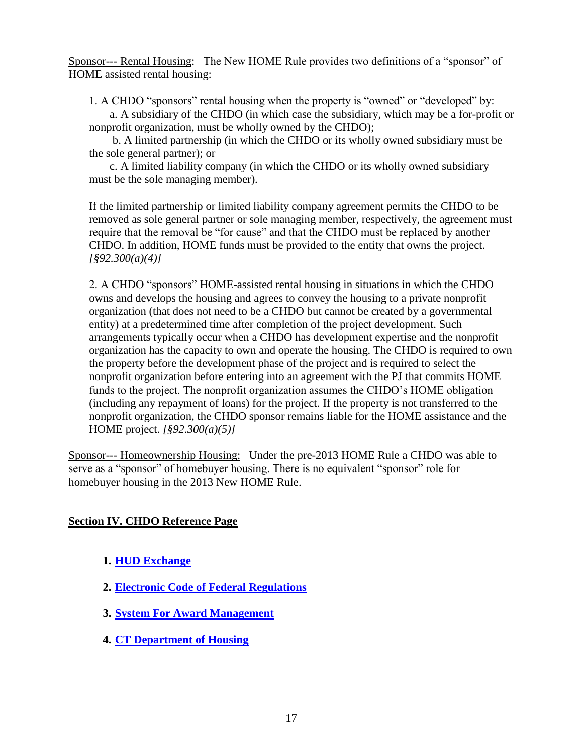Sponsor--- Rental Housing: The New HOME Rule provides two definitions of a "sponsor" of HOME assisted rental housing:

1. A CHDO "sponsors" rental housing when the property is "owned" or "developed" by:
   a. A subsidiary of the CHDO (in which case the subsidiary, which may be a for-profit or nonprofit organization, must be wholly owned by the CHDO);
   b. A limited partnership (in which the CHDO or its wholly owned subsidiary must be the sole general partner); or
   c. A limited liability company (in which the CHDO or its wholly owned subsidiary must be the sole managing member).

   If the limited partnership or limited liability company agreement permits the CHDO to be removed as sole general partner or sole managing member, respectively, the agreement must require that the removal be "for cause" and that the CHDO must be replaced by another CHDO. In addition, HOME funds must be provided to the entity that owns the project. *[§92.300(a)(4)]*

2. A CHDO "sponsors" HOME-assisted rental housing in situations in which the CHDO owns and develops the housing and agrees to convey the housing to a private nonprofit organization (that does not need to be a CHDO but cannot be created by a governmental entity) at a predetermined time after completion of the project development. Such arrangements typically occur when a CHDO has development expertise and the nonprofit organization has the capacity to own and operate the housing. The CHDO is required to own the property before the development phase of the project and is required to select the nonprofit organization before entering into an agreement with the PJ that commits HOME funds to the project. The nonprofit organization assumes the CHDO's HOME obligation (including any repayment of loans) for the project. If the property is not transferred to the nonprofit organization, the CHDO sponsor remains liable for the HOME assistance and the HOME project. *[§92.300(a)(5)]*

Sponsor--- Homeownership Housing: Under the pre-2013 HOME Rule a CHDO was able to serve as a "sponsor" of homebuyer housing. There is no equivalent "sponsor" role for homebuyer housing in the 2013 New HOME Rule.

## Section IV. CHDO Reference Page

1. **HUD Exchange**
2. **Electronic Code of Federal Regulations**
3. **System For Award Management**
4. **CT Department of Housing**